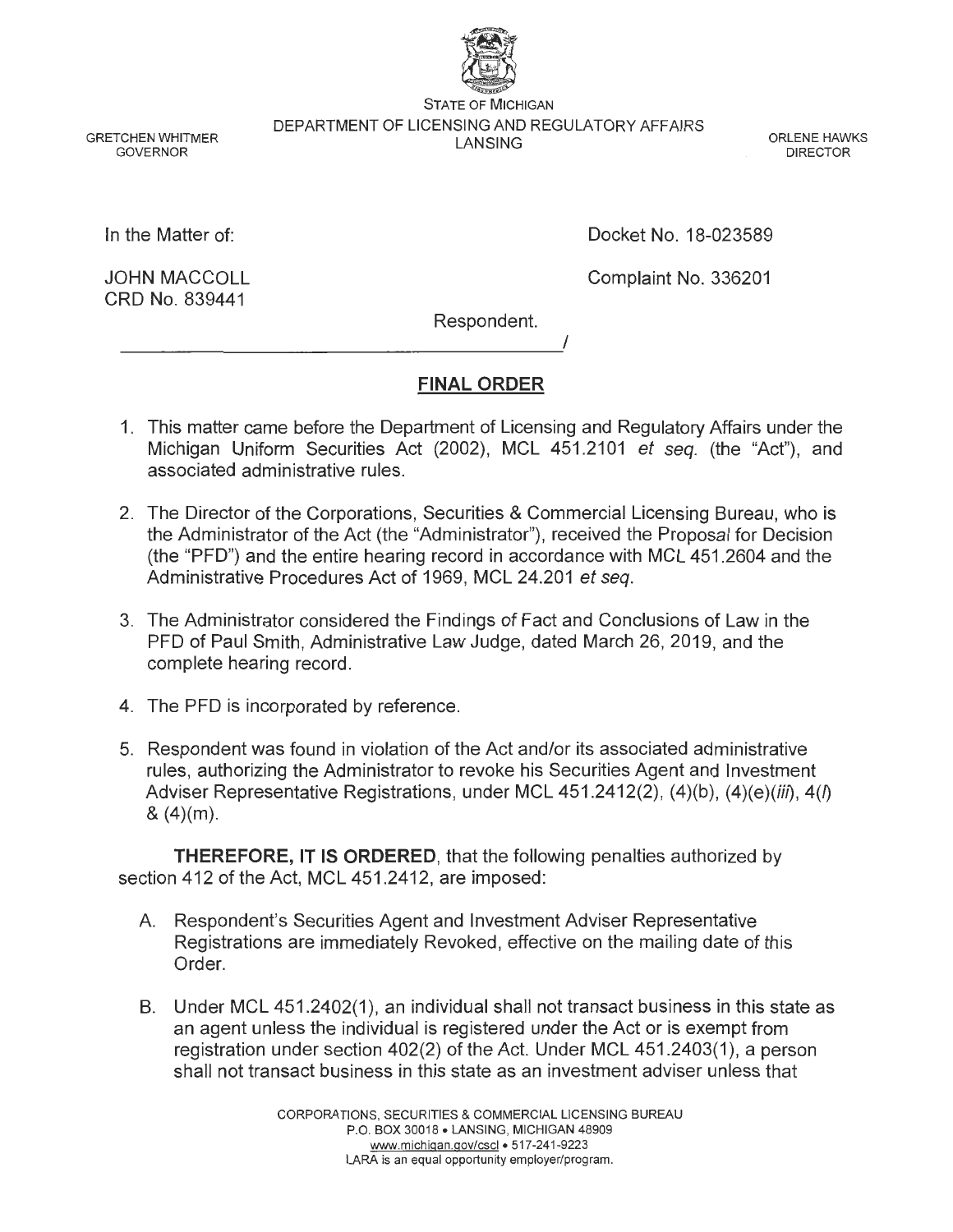STATE OF MICHIGAN
DEPARTMENT OF LICENSING AND REGULATORY AFFAIRS
LANSING

GRETCHEN WHITMER
GOVERNOR

ORLENE HAWKS
DIRECTOR

In the Matter of:

JOHN MACCOLL
CRD No. 839441

Respondent.

Docket No. 18-023589

Complaint No. 336201

______________________________________/

## FINAL ORDER

1. This matter came before the Department of Licensing and Regulatory Affairs under the Michigan Uniform Securities Act (2002), MCL 451.2101 *et seq.* (the "Act"), and associated administrative rules.

2. The Director of the Corporations, Securities & Commercial Licensing Bureau, who is the Administrator of the Act (the "Administrator"), received the Proposal for Decision (the "PFD") and the entire hearing record in accordance with MCL 451.2604 and the Administrative Procedures Act of 1969, MCL 24.201 *et seq.*

3. The Administrator considered the Findings of Fact and Conclusions of Law in the PFD of Paul Smith, Administrative Law Judge, dated March 26, 2019, and the complete hearing record.

4. The PFD is incorporated by reference.

5. Respondent was found in violation of the Act and/or its associated administrative rules, authorizing the Administrator to revoke his Securities Agent and Investment Adviser Representative Registrations, under MCL 451.2412(2), (4)(b), (4)(e)(*iii*), 4(*l*) & (4)(m).

**THEREFORE, IT IS ORDERED**, that the following penalties authorized by section 412 of the Act, MCL 451.2412, are imposed:

A. Respondent's Securities Agent and Investment Adviser Representative Registrations are immediately Revoked, effective on the mailing date of this Order.

B. Under MCL 451.2402(1), an individual shall not transact business in this state as an agent unless the individual is registered under the Act or is exempt from registration under section 402(2) of the Act. Under MCL 451.2403(1), a person shall not transact business in this state as an investment adviser unless that

CORPORATIONS, SECURITIES & COMMERCIAL LICENSING BUREAU
P.O. BOX 30018 • LANSING, MICHIGAN 48909
www.michigan.gov/cscl • 517-241-9223
LARA is an equal opportunity employer/program.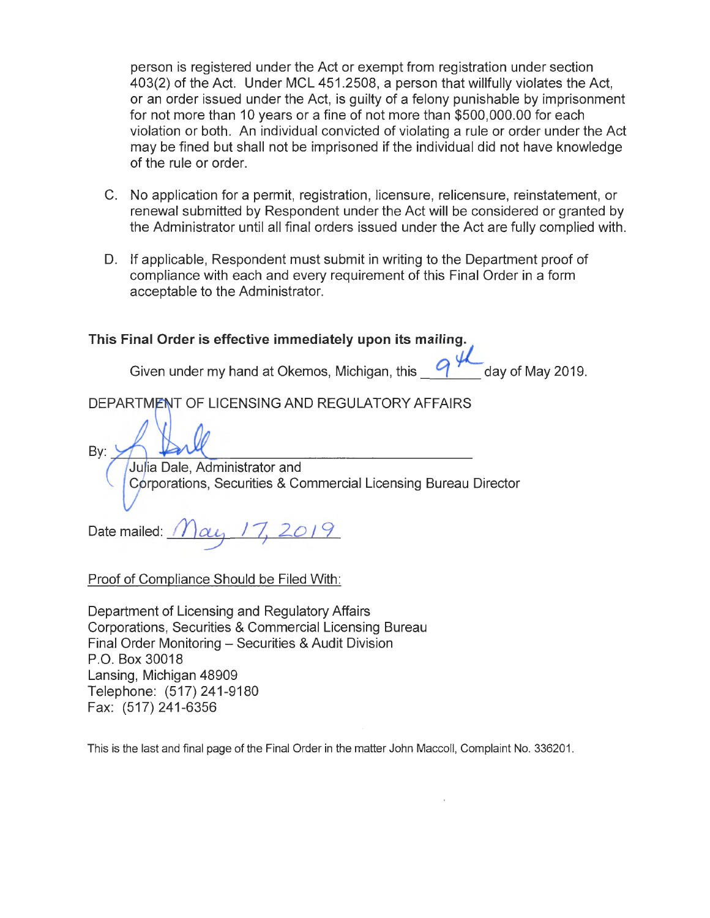person is registered under the Act or exempt from registration under section 403(2) of the Act. Under MCL 451.2508, a person that willfully violates the Act, or an order issued under the Act, is guilty of a felony punishable by imprisonment for not more than 10 years or a fine of not more than $500,000.00 for each violation or both. An individual convicted of violating a rule or order under the Act may be fined but shall not be imprisoned if the individual did not have knowledge of the rule or order.

C. No application for a permit, registration, licensure, relicensure, reinstatement, or renewal submitted by Respondent under the Act will be considered or granted by the Administrator until all final orders issued under the Act are fully complied with.

D. If applicable, Respondent must submit in writing to the Department proof of compliance with each and every requirement of this Final Order in a form acceptable to the Administrator.

**This Final Order is effective immediately upon its mailing.**

Given under my hand at Okemos, Michigan, this 9th day of May 2019.

DEPARTMENT OF LICENSING AND REGULATORY AFFAIRS

By: ______________________________
Julia Dale, Administrator and
Corporations, Securities & Commercial Licensing Bureau Director

Date mailed: May 17, 2019

Proof of Compliance Should be Filed With:

Department of Licensing and Regulatory Affairs
Corporations, Securities & Commercial Licensing Bureau
Final Order Monitoring – Securities & Audit Division
P.O. Box 30018
Lansing, Michigan 48909
Telephone: (517) 241-9180
Fax: (517) 241-6356

This is the last and final page of the Final Order in the matter John Maccoll, Complaint No. 336201.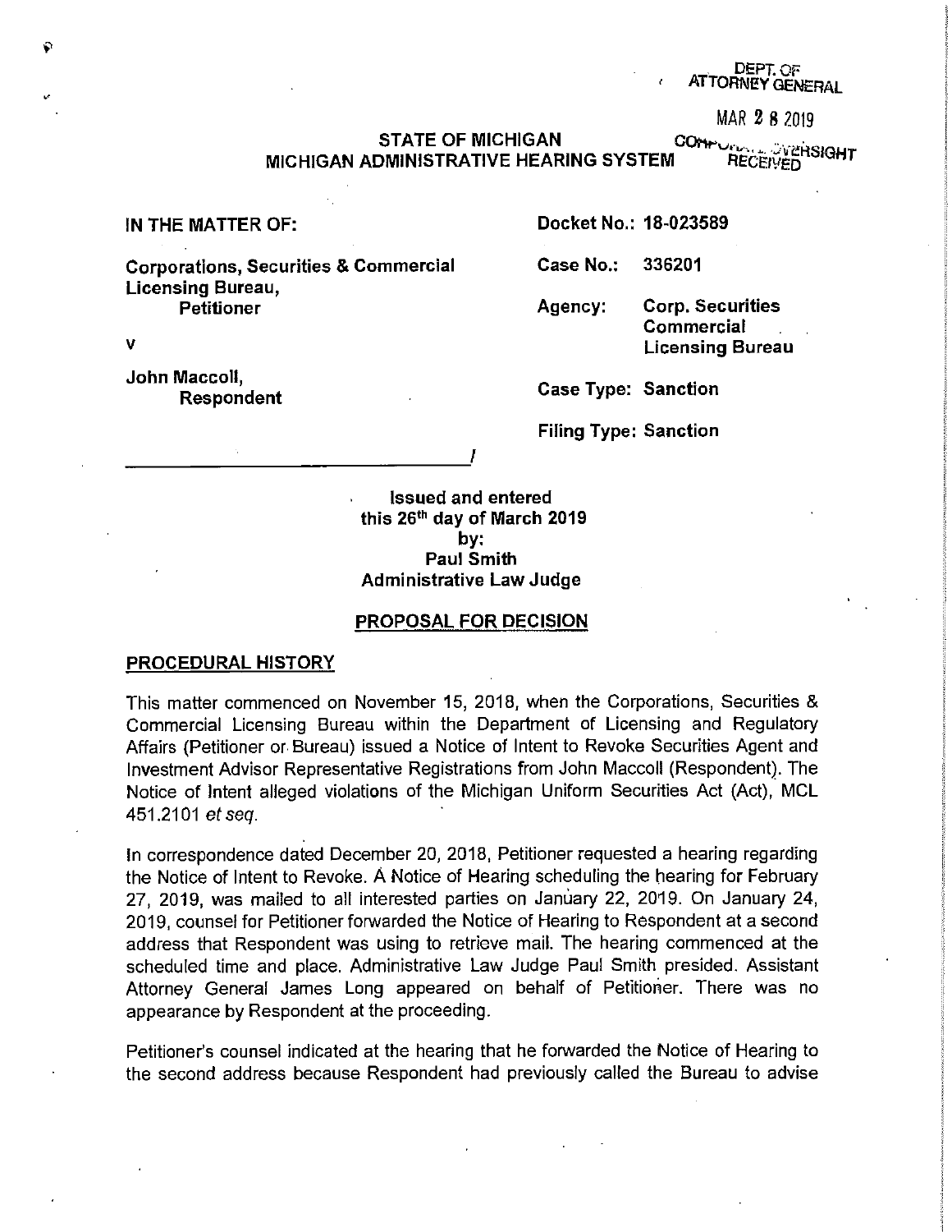DEPT. OF
ATTORNEY GENERAL

MAR 28 2019

CORPORATE OVERSIGHT
RECEIVED

**STATE OF MICHIGAN**
**MICHIGAN ADMINISTRATIVE HEARING SYSTEM**

**IN THE MATTER OF:**

**Corporations, Securities & Commercial Licensing Bureau,**
**Petitioner**

**v**

**John Maccoll,**
**Respondent**

______________________________/

**Docket No.: 18-023589**

**Case No.: 336201**

**Agency: Corp. Securities Commercial Licensing Bureau**

**Case Type: Sanction**

**Filing Type: Sanction**

**Issued and entered**
**this 26th day of March 2019**
**by:**
**Paul Smith**
**Administrative Law Judge**

## PROPOSAL FOR DECISION

### PROCEDURAL HISTORY

This matter commenced on November 15, 2018, when the Corporations, Securities & Commercial Licensing Bureau within the Department of Licensing and Regulatory Affairs (Petitioner or Bureau) issued a Notice of Intent to Revoke Securities Agent and Investment Advisor Representative Registrations from John Maccoll (Respondent). The Notice of Intent alleged violations of the Michigan Uniform Securities Act (Act), MCL 451.2101 *et seq.*

In correspondence dated December 20, 2018, Petitioner requested a hearing regarding the Notice of Intent to Revoke. A Notice of Hearing scheduling the hearing for February 27, 2019, was mailed to all interested parties on January 22, 2019. On January 24, 2019, counsel for Petitioner forwarded the Notice of Hearing to Respondent at a second address that Respondent was using to retrieve mail. The hearing commenced at the scheduled time and place. Administrative Law Judge Paul Smith presided. Assistant Attorney General James Long appeared on behalf of Petitioner. There was no appearance by Respondent at the proceeding.

Petitioner's counsel indicated at the hearing that he forwarded the Notice of Hearing to the second address because Respondent had previously called the Bureau to advise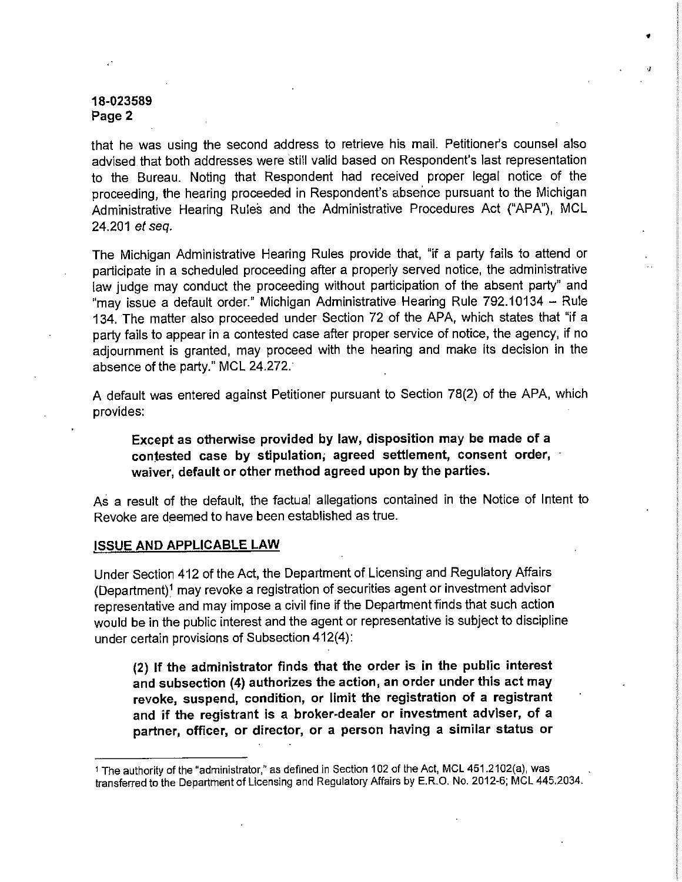that he was using the second address to retrieve his mail. Petitioner's counsel also advised that both addresses were still valid based on Respondent's last representation to the Bureau. Noting that Respondent had received proper legal notice of the proceeding, the hearing proceeded in Respondent's absence pursuant to the Michigan Administrative Hearing Rules and the Administrative Procedures Act ("APA"), MCL 24.201 *et seq.*

The Michigan Administrative Hearing Rules provide that, "if a party fails to attend or participate in a scheduled proceeding after a properly served notice, the administrative law judge may conduct the proceeding without participation of the absent party" and "may issue a default order." Michigan Administrative Hearing Rule 792.10134 – Rule 134. The matter also proceeded under Section 72 of the APA, which states that "if a party fails to appear in a contested case after proper service of notice, the agency, if no adjournment is granted, may proceed with the hearing and make its decision in the absence of the party." MCL 24.272.

A default was entered against Petitioner pursuant to Section 78(2) of the APA, which provides:

> **Except as otherwise provided by law, disposition may be made of a contested case by stipulation, agreed settlement, consent order, waiver, default or other method agreed upon by the parties.**

As a result of the default, the factual allegations contained in the Notice of Intent to Revoke are deemed to have been established as true.

## ISSUE AND APPLICABLE LAW

Under Section 412 of the Act, the Department of Licensing and Regulatory Affairs (Department)[1] may revoke a registration of securities agent or investment advisor representative and may impose a civil fine if the Department finds that such action would be in the public interest and the agent or representative is subject to discipline under certain provisions of Subsection 412(4):

> **(2) If the administrator finds that the order is in the public interest and subsection (4) authorizes the action, an order under this act may revoke, suspend, condition, or limit the registration of a registrant and if the registrant is a broker-dealer or investment adviser, of a partner, officer, or director, or a person having a similar status or**

[1] The authority of the "administrator," as defined in Section 102 of the Act, MCL 451.2102(a), was transferred to the Department of Licensing and Regulatory Affairs by E.R.O. No. 2012-6; MCL 445.2034.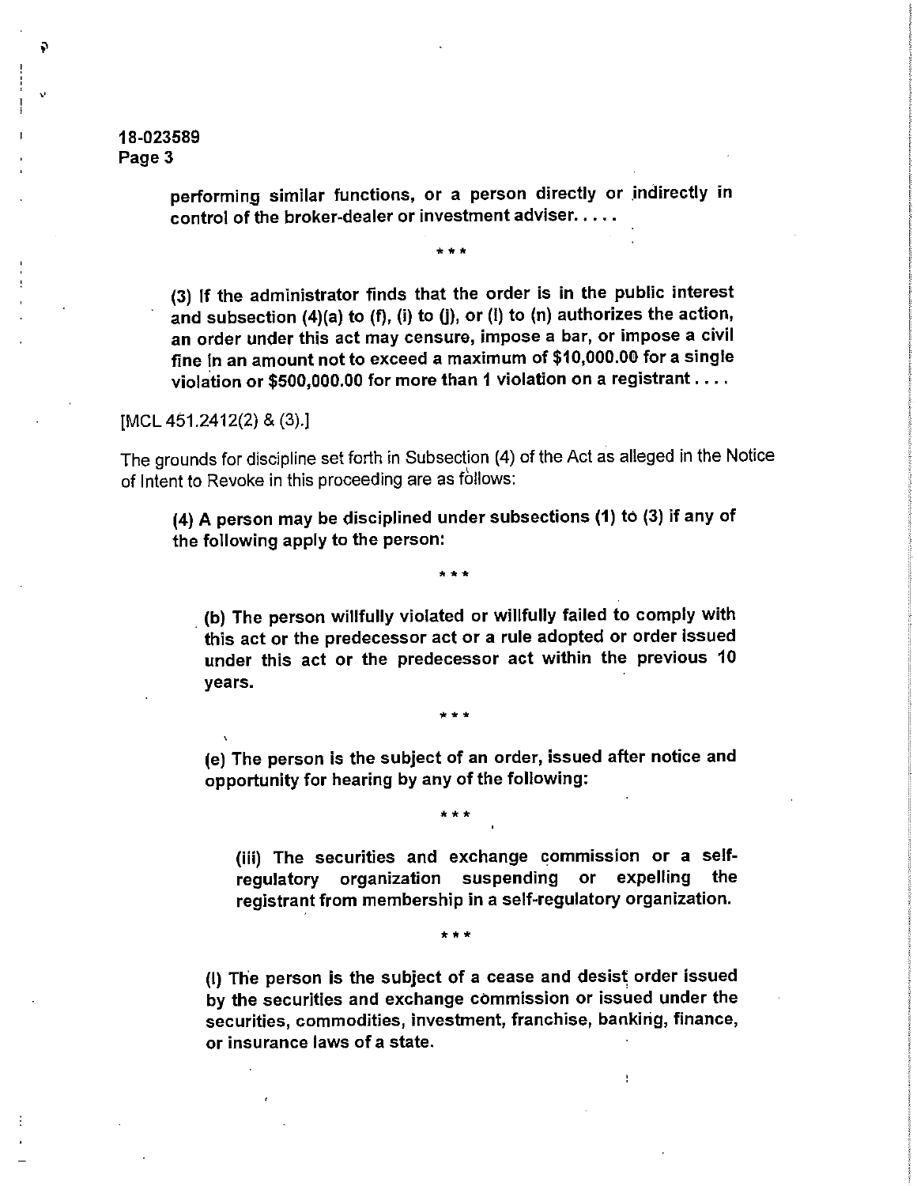18-023589
Page 3

> **performing similar functions, or a person directly or indirectly in control of the broker-dealer or investment adviser. . . . .**
>
> \* \* \*
>
> **(3) If the administrator finds that the order is in the public interest and subsection (4)(a) to (f), (i) to (j), or (l) to (n) authorizes the action, an order under this act may censure, impose a bar, or impose a civil fine in an amount not to exceed a maximum of $10,000.00 for a single violation or $500,000.00 for more than 1 violation on a registrant . . . .**

[MCL 451.2412(2) & (3).]

The grounds for discipline set forth in Subsection (4) of the Act as alleged in the Notice of Intent to Revoke in this proceeding are as follows:

> **(4) A person may be disciplined under subsections (1) to (3) if any of the following apply to the person:**
>
> \* \* \*
>
> **(b) The person willfully violated or willfully failed to comply with this act or the predecessor act or a rule adopted or order issued under this act or the predecessor act within the previous 10 years.**
>
> \* \* \*
>
> **(e) The person is the subject of an order, issued after notice and opportunity for hearing by any of the following:**
>
> \* \* \*
>
> **(iii) The securities and exchange commission or a self-regulatory organization suspending or expelling the registrant from membership in a self-regulatory organization.**
>
> \* \* \*
>
> **(l) The person is the subject of a cease and desist order issued by the securities and exchange commission or issued under the securities, commodities, investment, franchise, banking, finance, or insurance laws of a state.**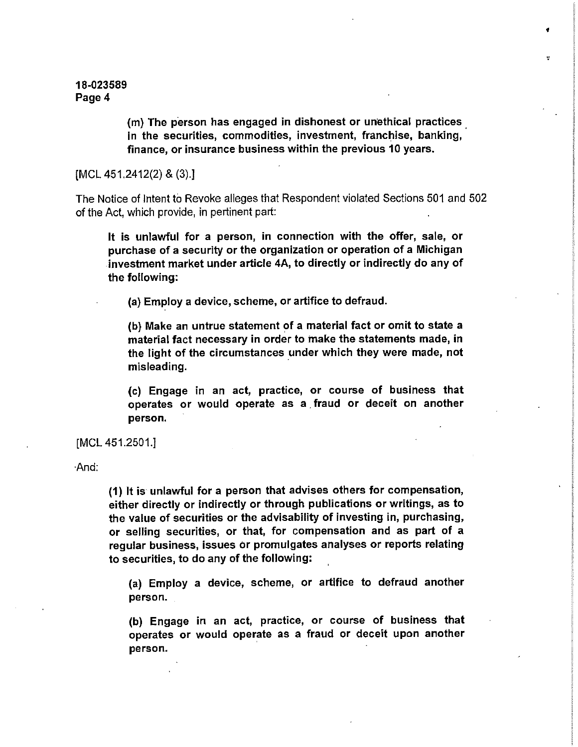(m) **The person has engaged in dishonest or unethical practices in the securities, commodities, investment, franchise, banking, finance, or insurance business within the previous 10 years.**

[MCL 451.2412(2) & (3).]

The Notice of Intent to Revoke alleges that Respondent violated Sections 501 and 502 of the Act, which provide, in pertinent part:

> **It is unlawful for a person, in connection with the offer, sale, or purchase of a security or the organization or operation of a Michigan investment market under article 4A, to directly or indirectly do any of the following:**
>
> **(a) Employ a device, scheme, or artifice to defraud.**
>
> **(b) Make an untrue statement of a material fact or omit to state a material fact necessary in order to make the statements made, in the light of the circumstances under which they were made, not misleading.**
>
> **(c) Engage in an act, practice, or course of business that operates or would operate as a fraud or deceit on another person.**

[MCL 451.2501.]

And:

> **(1) It is unlawful for a person that advises others for compensation, either directly or indirectly or through publications or writings, as to the value of securities or the advisability of investing in, purchasing, or selling securities, or that, for compensation and as part of a regular business, issues or promulgates analyses or reports relating to securities, to do any of the following:**
>
> **(a) Employ a device, scheme, or artifice to defraud another person.**
>
> **(b) Engage in an act, practice, or course of business that operates or would operate as a fraud or deceit upon another person.**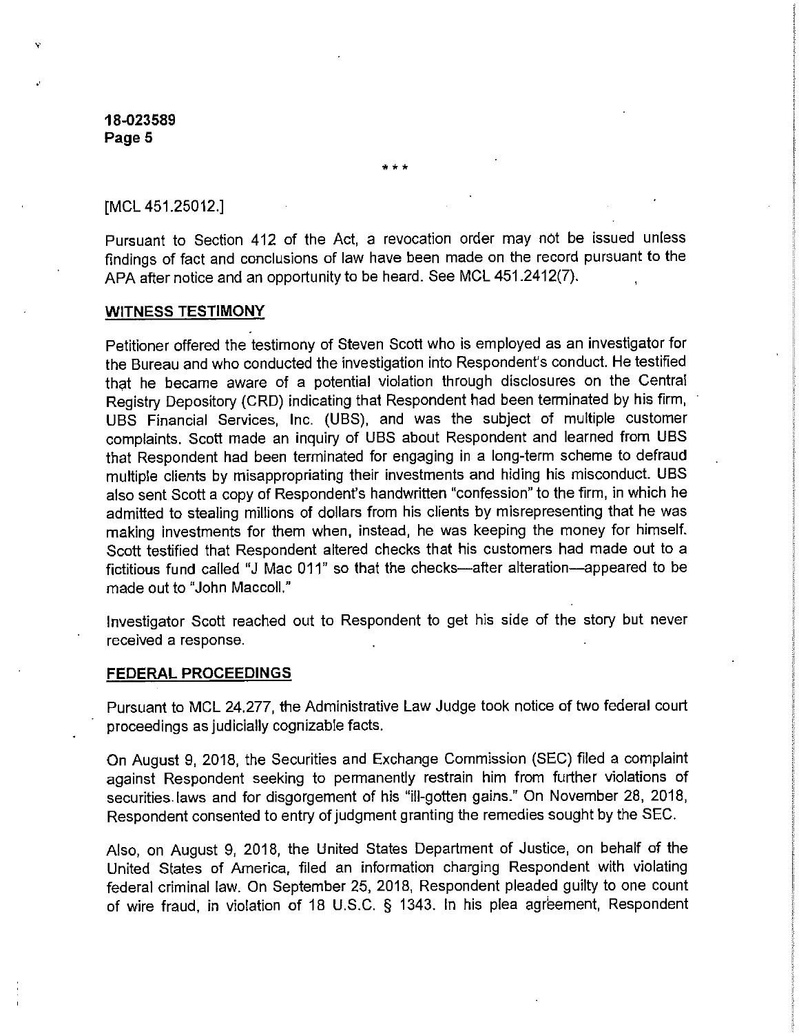\* \* \*

[MCL 451.25012.]

Pursuant to Section 412 of the Act, a revocation order may not be issued unless findings of fact and conclusions of law have been made on the record pursuant to the APA after notice and an opportunity to be heard. See MCL 451.2412(7).

## WITNESS TESTIMONY

Petitioner offered the testimony of Steven Scott who is employed as an investigator for the Bureau and who conducted the investigation into Respondent's conduct. He testified that he became aware of a potential violation through disclosures on the Central Registry Depository (CRD) indicating that Respondent had been terminated by his firm, UBS Financial Services, Inc. (UBS), and was the subject of multiple customer complaints. Scott made an inquiry of UBS about Respondent and learned from UBS that Respondent had been terminated for engaging in a long-term scheme to defraud multiple clients by misappropriating their investments and hiding his misconduct. UBS also sent Scott a copy of Respondent's handwritten "confession" to the firm, in which he admitted to stealing millions of dollars from his clients by misrepresenting that he was making investments for them when, instead, he was keeping the money for himself. Scott testified that Respondent altered checks that his customers had made out to a fictitious fund called "J Mac 011" so that the checks—after alteration—appeared to be made out to "John Maccoll."

Investigator Scott reached out to Respondent to get his side of the story but never received a response.

## FEDERAL PROCEEDINGS

Pursuant to MCL 24.277, the Administrative Law Judge took notice of two federal court proceedings as judicially cognizable facts.

On August 9, 2018, the Securities and Exchange Commission (SEC) filed a complaint against Respondent seeking to permanently restrain him from further violations of securities laws and for disgorgement of his "ill-gotten gains." On November 28, 2018, Respondent consented to entry of judgment granting the remedies sought by the SEC.

Also, on August 9, 2018, the United States Department of Justice, on behalf of the United States of America, filed an information charging Respondent with violating federal criminal law. On September 25, 2018, Respondent pleaded guilty to one count of wire fraud, in violation of 18 U.S.C. § 1343. In his plea agreement, Respondent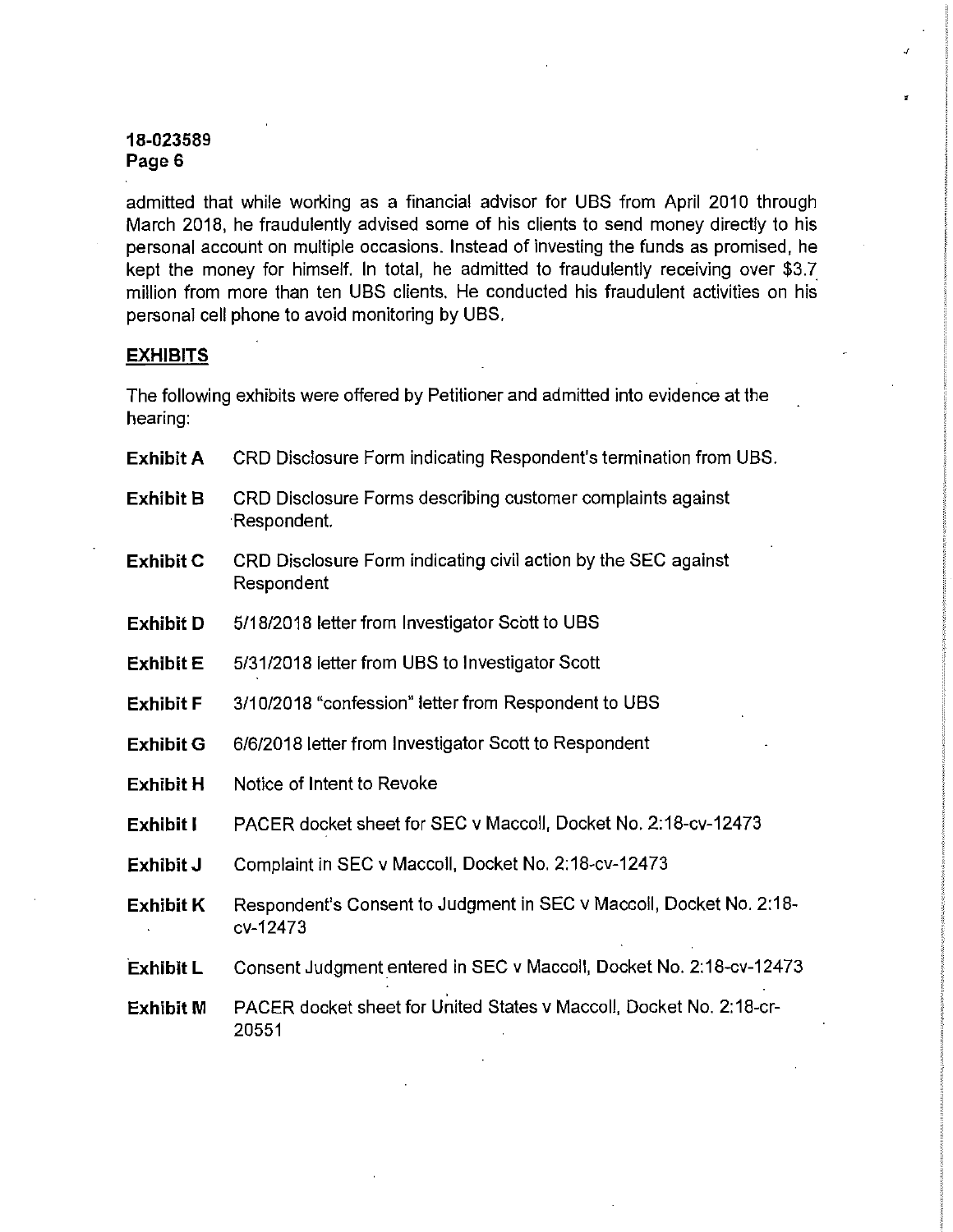admitted that while working as a financial advisor for UBS from April 2010 through March 2018, he fraudulently advised some of his clients to send money directly to his personal account on multiple occasions. Instead of investing the funds as promised, he kept the money for himself. In total, he admitted to fraudulently receiving over $3.7 million from more than ten UBS clients. He conducted his fraudulent activities on his personal cell phone to avoid monitoring by UBS.

## EXHIBITS

The following exhibits were offered by Petitioner and admitted into evidence at the hearing:

**Exhibit A** CRD Disclosure Form indicating Respondent's termination from UBS.

**Exhibit B** CRD Disclosure Forms describing customer complaints against Respondent.

**Exhibit C** CRD Disclosure Form indicating civil action by the SEC against Respondent

**Exhibit D** 5/18/2018 letter from Investigator Scott to UBS

**Exhibit E** 5/31/2018 letter from UBS to Investigator Scott

**Exhibit F** 3/10/2018 "confession" letter from Respondent to UBS

**Exhibit G** 6/6/2018 letter from Investigator Scott to Respondent

**Exhibit H** Notice of Intent to Revoke

**Exhibit I** PACER docket sheet for SEC v Maccoll, Docket No. 2:18-cv-12473

**Exhibit J** Complaint in SEC v Maccoll, Docket No. 2:18-cv-12473

**Exhibit K** Respondent's Consent to Judgment in SEC v Maccoll, Docket No. 2:18-cv-12473

**Exhibit L** Consent Judgment entered in SEC v Maccoll, Docket No. 2:18-cv-12473

**Exhibit M** PACER docket sheet for United States v Maccoll, Docket No. 2:18-cr-20551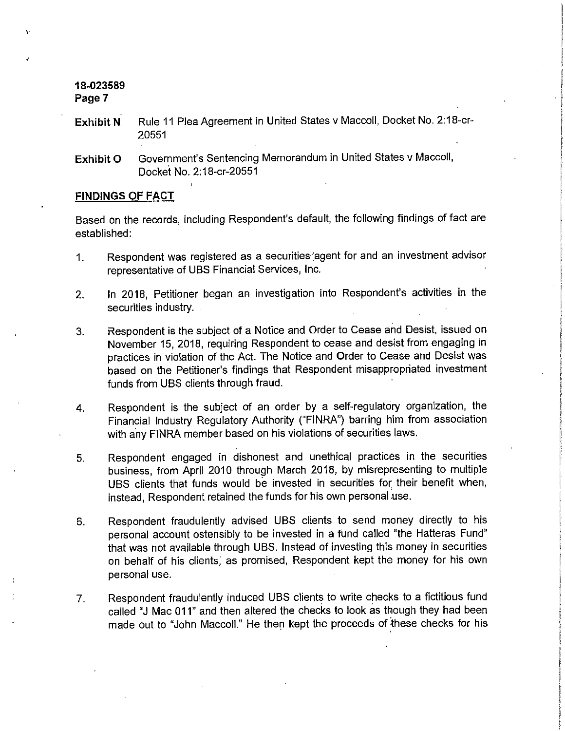**Exhibit N** Rule 11 Plea Agreement in United States v Maccoll, Docket No. 2:18-cr-20551

**Exhibit O** Government's Sentencing Memorandum in United States v Maccoll, Docket No. 2:18-cr-20551

## FINDINGS OF FACT

Based on the records, including Respondent's default, the following findings of fact are established:

1. Respondent was registered as a securities agent for and an investment advisor representative of UBS Financial Services, Inc.

2. In 2018, Petitioner began an investigation into Respondent's activities in the securities industry.

3. Respondent is the subject of a Notice and Order to Cease and Desist, issued on November 15, 2018, requiring Respondent to cease and desist from engaging in practices in violation of the Act. The Notice and Order to Cease and Desist was based on the Petitioner's findings that Respondent misappropriated investment funds from UBS clients through fraud.

4. Respondent is the subject of an order by a self-regulatory organization, the Financial Industry Regulatory Authority ("FINRA") barring him from association with any FINRA member based on his violations of securities laws.

5. Respondent engaged in dishonest and unethical practices in the securities business, from April 2010 through March 2018, by misrepresenting to multiple UBS clients that funds would be invested in securities for their benefit when, instead, Respondent retained the funds for his own personal use.

6. Respondent fraudulently advised UBS clients to send money directly to his personal account ostensibly to be invested in a fund called "the Hatteras Fund" that was not available through UBS. Instead of investing this money in securities on behalf of his clients, as promised, Respondent kept the money for his own personal use.

7. Respondent fraudulently induced UBS clients to write checks to a fictitious fund called "J Mac 011" and then altered the checks to look as though they had been made out to "John Maccoll." He then kept the proceeds of these checks for his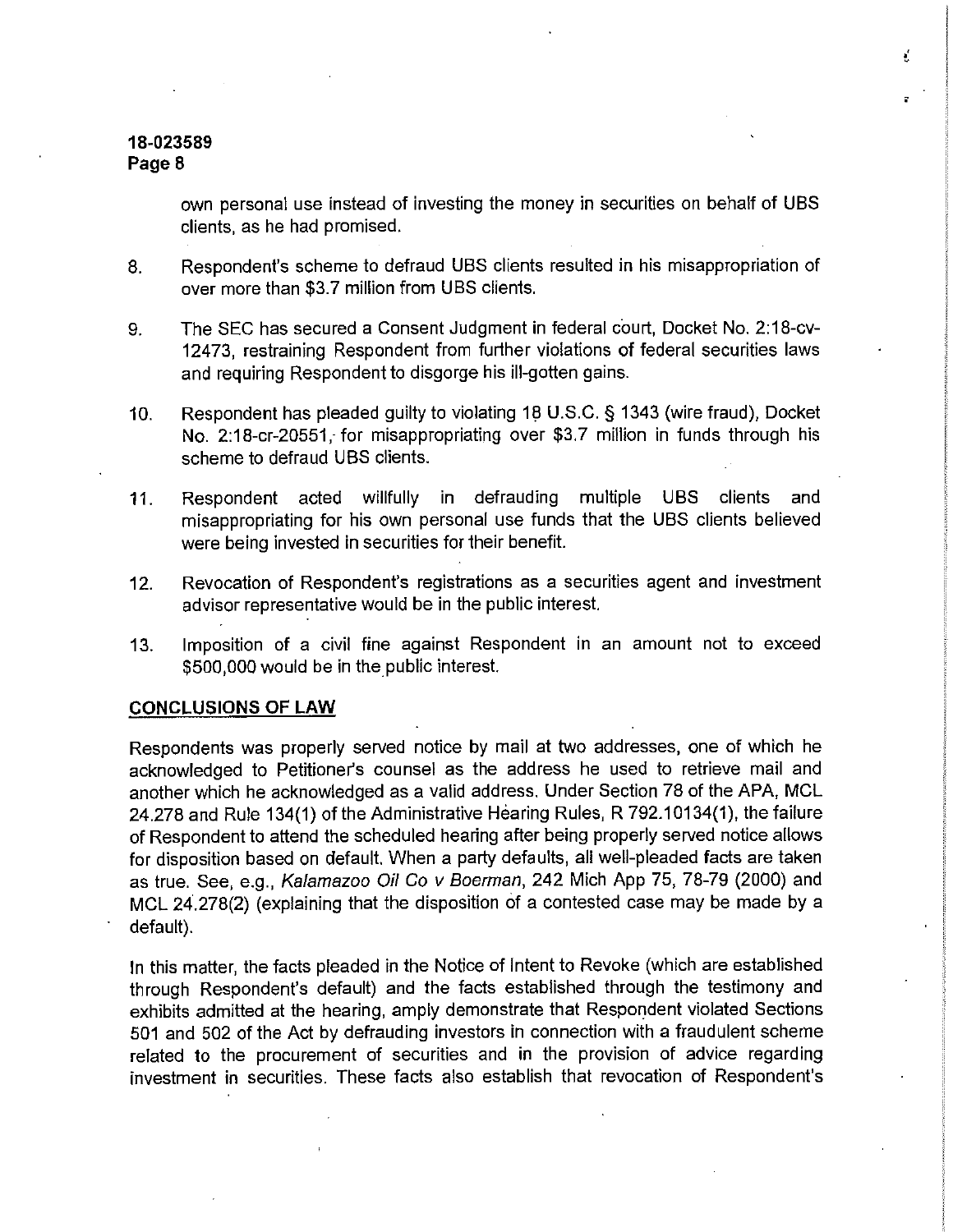own personal use instead of investing the money in securities on behalf of UBS clients, as he had promised.

8. Respondent's scheme to defraud UBS clients resulted in his misappropriation of over more than $3.7 million from UBS clients.

9. The SEC has secured a Consent Judgment in federal court, Docket No. 2:18-cv-12473, restraining Respondent from further violations of federal securities laws and requiring Respondent to disgorge his ill-gotten gains.

10. Respondent has pleaded guilty to violating 18 U.S.C. § 1343 (wire fraud), Docket No. 2:18-cr-20551, for misappropriating over $3.7 million in funds through his scheme to defraud UBS clients.

11. Respondent acted willfully in defrauding multiple UBS clients and misappropriating for his own personal use funds that the UBS clients believed were being invested in securities for their benefit.

12. Revocation of Respondent's registrations as a securities agent and investment advisor representative would be in the public interest.

13. Imposition of a civil fine against Respondent in an amount not to exceed $500,000 would be in the public interest.

## CONCLUSIONS OF LAW

Respondents was properly served notice by mail at two addresses, one of which he acknowledged to Petitioner's counsel as the address he used to retrieve mail and another which he acknowledged as a valid address. Under Section 78 of the APA, MCL 24.278 and Rule 134(1) of the Administrative Hearing Rules, R 792.10134(1), the failure of Respondent to attend the scheduled hearing after being properly served notice allows for disposition based on default. When a party defaults, all well-pleaded facts are taken as true. See, e.g., *Kalamazoo Oil Co v Boerman*, 242 Mich App 75, 78-79 (2000) and MCL 24.278(2) (explaining that the disposition of a contested case may be made by a default).

In this matter, the facts pleaded in the Notice of Intent to Revoke (which are established through Respondent's default) and the facts established through the testimony and exhibits admitted at the hearing, amply demonstrate that Respondent violated Sections 501 and 502 of the Act by defrauding investors in connection with a fraudulent scheme related to the procurement of securities and in the provision of advice regarding investment in securities. These facts also establish that revocation of Respondent's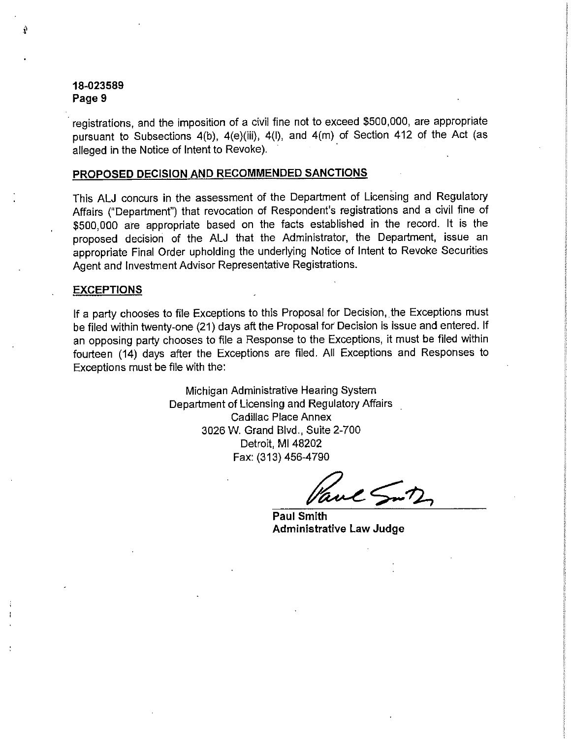registrations, and the imposition of a civil fine not to exceed $500,000, are appropriate pursuant to Subsections 4(b), 4(e)(iii), 4(l), and 4(m) of Section 412 of the Act (as alleged in the Notice of Intent to Revoke).

## PROPOSED DECISION AND RECOMMENDED SANCTIONS

This ALJ concurs in the assessment of the Department of Licensing and Regulatory Affairs ("Department") that revocation of Respondent's registrations and a civil fine of $500,000 are appropriate based on the facts established in the record. It is the proposed decision of the ALJ that the Administrator, the Department, issue an appropriate Final Order upholding the underlying Notice of Intent to Revoke Securities Agent and Investment Advisor Representative Registrations.

## EXCEPTIONS

If a party chooses to file Exceptions to this Proposal for Decision, the Exceptions must be filed within twenty-one (21) days aft the Proposal for Decision is issue and entered. If an opposing party chooses to file a Response to the Exceptions, it must be filed within fourteen (14) days after the Exceptions are filed. All Exceptions and Responses to Exceptions must be file with the:

Michigan Administrative Hearing System
Department of Licensing and Regulatory Affairs
Cadillac Place Annex
3026 W. Grand Blvd., Suite 2-700
Detroit, MI 48202
Fax: (313) 456-4790

**Paul Smith**
**Administrative Law Judge**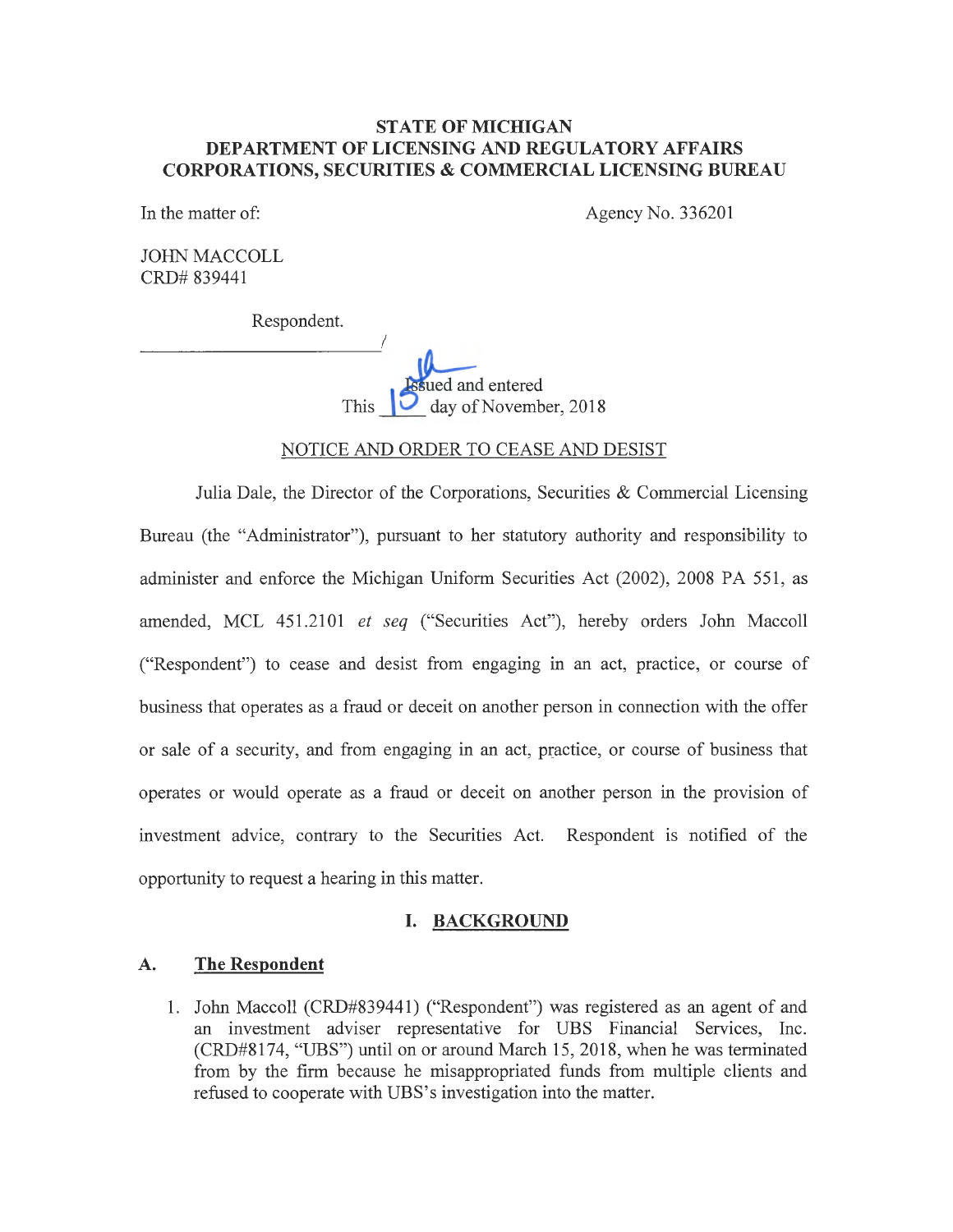**STATE OF MICHIGAN**
**DEPARTMENT OF LICENSING AND REGULATORY AFFAIRS**
**CORPORATIONS, SECURITIES & COMMERCIAL LICENSING BUREAU**

In the matter of: Agency No. 336201

JOHN MACCOLL
CRD# 839441

Respondent.
_______________________________/

Issued and entered
This 15th day of November, 2018

NOTICE AND ORDER TO CEASE AND DESIST

Julia Dale, the Director of the Corporations, Securities & Commercial Licensing Bureau (the "Administrator"), pursuant to her statutory authority and responsibility to administer and enforce the Michigan Uniform Securities Act (2002), 2008 PA 551, as amended, MCL 451.2101 *et seq* ("Securities Act"), hereby orders John Maccoll ("Respondent") to cease and desist from engaging in an act, practice, or course of business that operates as a fraud or deceit on another person in connection with the offer or sale of a security, and from engaging in an act, practice, or course of business that operates or would operate as a fraud or deceit on another person in the provision of investment advice, contrary to the Securities Act. Respondent is notified of the opportunity to request a hearing in this matter.

## I. BACKGROUND

### A. The Respondent

1. John Maccoll (CRD#839441) ("Respondent") was registered as an agent of and an investment adviser representative for UBS Financial Services, Inc. (CRD#8174, "UBS") until on or around March 15, 2018, when he was terminated from by the firm because he misappropriated funds from multiple clients and refused to cooperate with UBS's investigation into the matter.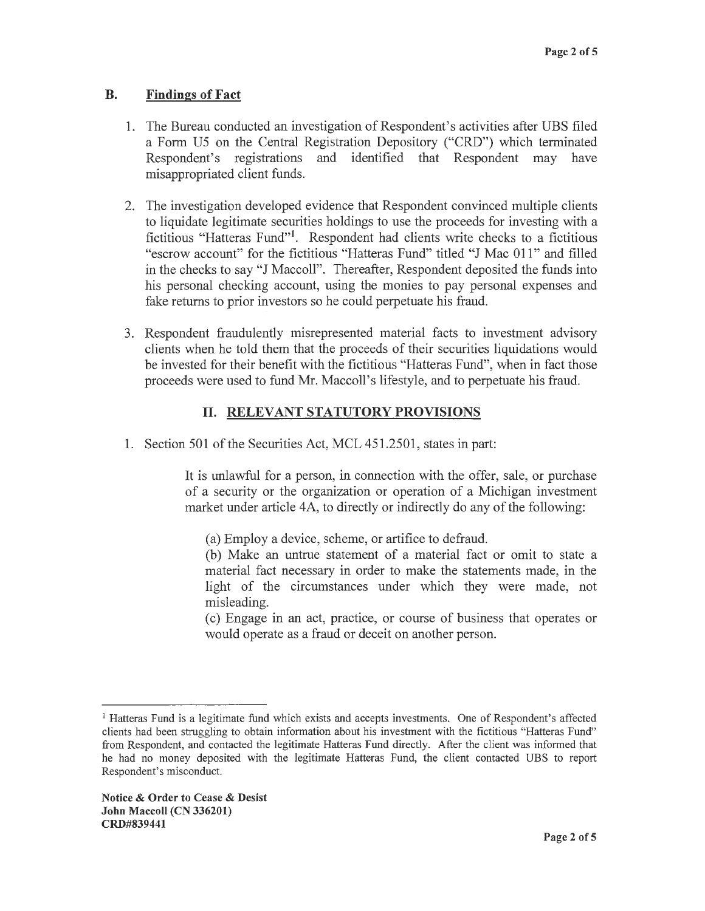## B. Findings of Fact

1. The Bureau conducted an investigation of Respondent's activities after UBS filed a Form U5 on the Central Registration Depository ("CRD") which terminated Respondent's registrations and identified that Respondent may have misappropriated client funds.

2. The investigation developed evidence that Respondent convinced multiple clients to liquidate legitimate securities holdings to use the proceeds for investing with a fictitious "Hatteras Fund"[1]. Respondent had clients write checks to a fictitious "escrow account" for the fictitious "Hatteras Fund" titled "J Mac 011" and filled in the checks to say "J Maccoll". Thereafter, Respondent deposited the funds into his personal checking account, using the monies to pay personal expenses and fake returns to prior investors so he could perpetuate his fraud.

3. Respondent fraudulently misrepresented material facts to investment advisory clients when he told them that the proceeds of their securities liquidations would be invested for their benefit with the fictitious "Hatteras Fund", when in fact those proceeds were used to fund Mr. Maccoll's lifestyle, and to perpetuate his fraud.

## II. RELEVANT STATUTORY PROVISIONS

1. Section 501 of the Securities Act, MCL 451.2501, states in part:

> It is unlawful for a person, in connection with the offer, sale, or purchase of a security or the organization or operation of a Michigan investment market under article 4A, to directly or indirectly do any of the following:
>
> (a) Employ a device, scheme, or artifice to defraud.
> (b) Make an untrue statement of a material fact or omit to state a material fact necessary in order to make the statements made, in the light of the circumstances under which they were made, not misleading.
> (c) Engage in an act, practice, or course of business that operates or would operate as a fraud or deceit on another person.

---

[1] Hatteras Fund is a legitimate fund which exists and accepts investments. One of Respondent's affected clients had been struggling to obtain information about his investment with the fictitious "Hatteras Fund" from Respondent, and contacted the legitimate Hatteras Fund directly. After the client was informed that he had no money deposited with the legitimate Hatteras Fund, the client contacted UBS to report Respondent's misconduct.

**Notice & Order to Cease & Desist**
**John Maccoll (CN 336201)**
**CRD#839441**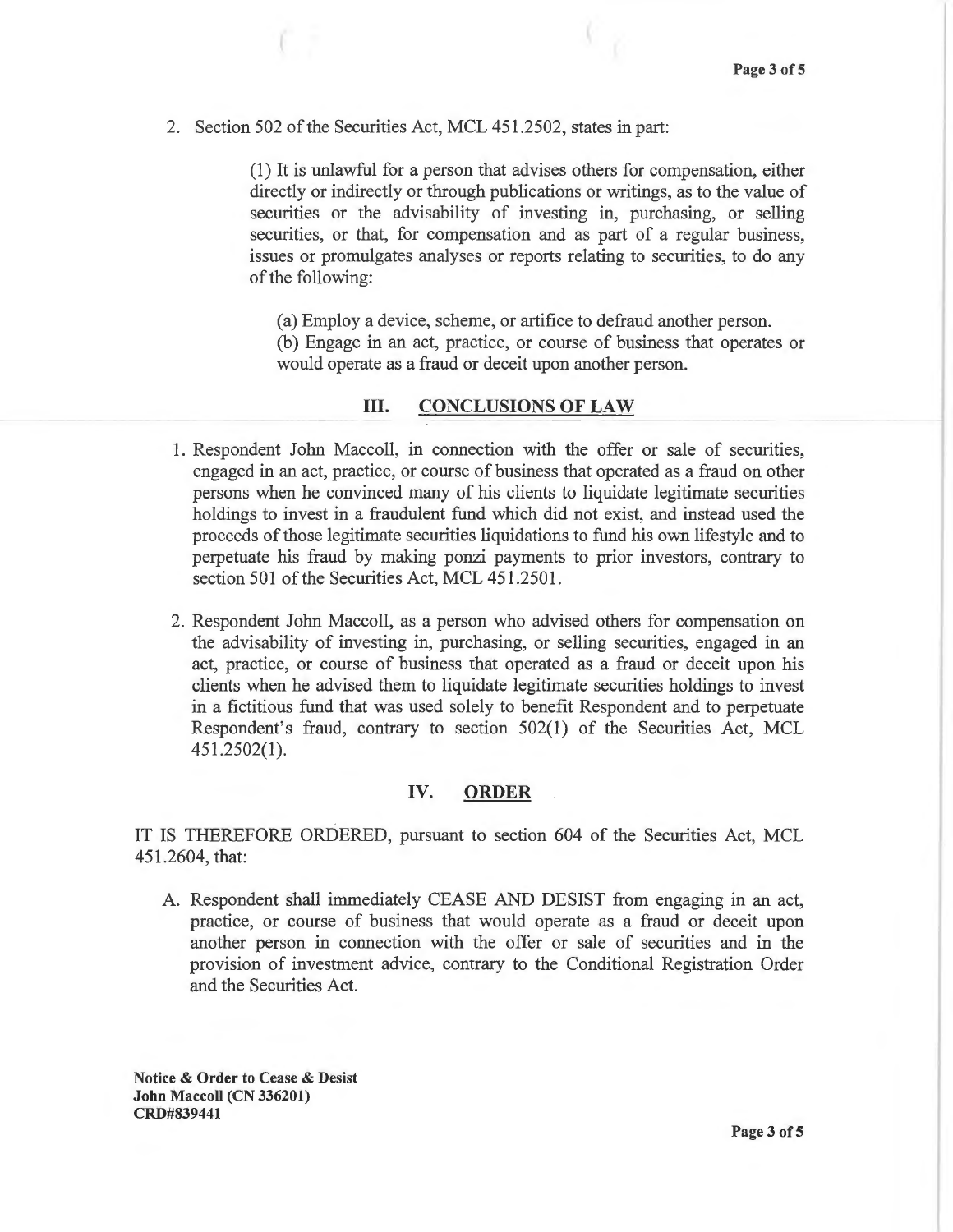2. Section 502 of the Securities Act, MCL 451.2502, states in part:

> (1) It is unlawful for a person that advises others for compensation, either directly or indirectly or through publications or writings, as to the value of securities or the advisability of investing in, purchasing, or selling securities, or that, for compensation and as part of a regular business, issues or promulgates analyses or reports relating to securities, to do any of the following:
>
> (a) Employ a device, scheme, or artifice to defraud another person.
> (b) Engage in an act, practice, or course of business that operates or would operate as a fraud or deceit upon another person.

## III. CONCLUSIONS OF LAW

1. Respondent John Maccoll, in connection with the offer or sale of securities, engaged in an act, practice, or course of business that operated as a fraud on other persons when he convinced many of his clients to liquidate legitimate securities holdings to invest in a fraudulent fund which did not exist, and instead used the proceeds of those legitimate securities liquidations to fund his own lifestyle and to perpetuate his fraud by making ponzi payments to prior investors, contrary to section 501 of the Securities Act, MCL 451.2501.

2. Respondent John Maccoll, as a person who advised others for compensation on the advisability of investing in, purchasing, or selling securities, engaged in an act, practice, or course of business that operated as a fraud or deceit upon his clients when he advised them to liquidate legitimate securities holdings to invest in a fictitious fund that was used solely to benefit Respondent and to perpetuate Respondent's fraud, contrary to section 502(1) of the Securities Act, MCL 451.2502(1).

## IV. ORDER

IT IS THEREFORE ORDERED, pursuant to section 604 of the Securities Act, MCL 451.2604, that:

A. Respondent shall immediately CEASE AND DESIST from engaging in an act, practice, or course of business that would operate as a fraud or deceit upon another person in connection with the offer or sale of securities and in the provision of investment advice, contrary to the Conditional Registration Order and the Securities Act.

**Notice & Order to Cease & Desist**
**John Maccoll (CN 336201)**
**CRD#839441**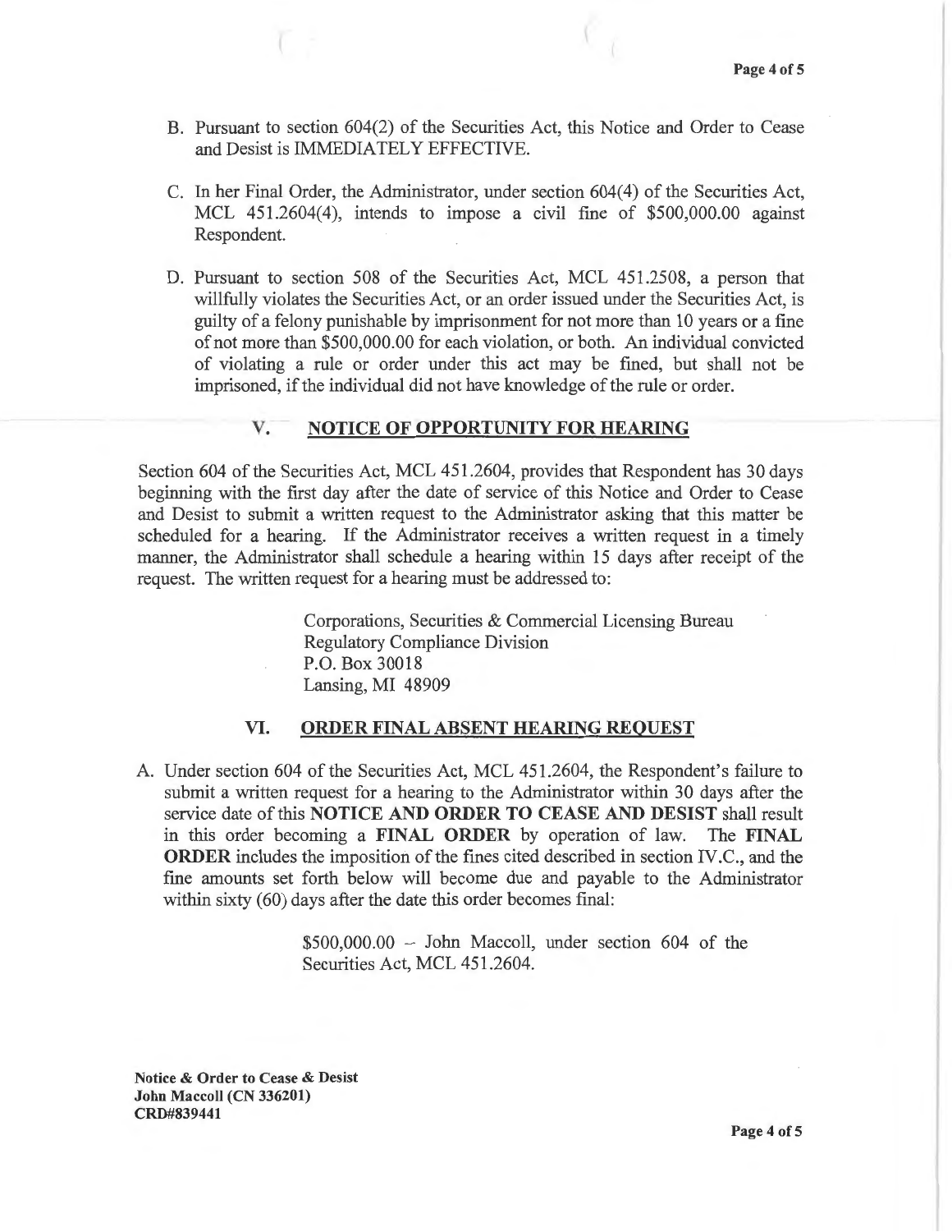B. Pursuant to section 604(2) of the Securities Act, this Notice and Order to Cease and Desist is IMMEDIATELY EFFECTIVE.

C. In her Final Order, the Administrator, under section 604(4) of the Securities Act, MCL 451.2604(4), intends to impose a civil fine of $500,000.00 against Respondent.

D. Pursuant to section 508 of the Securities Act, MCL 451.2508, a person that willfully violates the Securities Act, or an order issued under the Securities Act, is guilty of a felony punishable by imprisonment for not more than 10 years or a fine of not more than $500,000.00 for each violation, or both. An individual convicted of violating a rule or order under this act may be fined, but shall not be imprisoned, if the individual did not have knowledge of the rule or order.

## V. NOTICE OF OPPORTUNITY FOR HEARING

Section 604 of the Securities Act, MCL 451.2604, provides that Respondent has 30 days beginning with the first day after the date of service of this Notice and Order to Cease and Desist to submit a written request to the Administrator asking that this matter be scheduled for a hearing. If the Administrator receives a written request in a timely manner, the Administrator shall schedule a hearing within 15 days after receipt of the request. The written request for a hearing must be addressed to:

> Corporations, Securities & Commercial Licensing Bureau
> Regulatory Compliance Division
> P.O. Box 30018
> Lansing, MI 48909

## VI. ORDER FINAL ABSENT HEARING REQUEST

A. Under section 604 of the Securities Act, MCL 451.2604, the Respondent's failure to submit a written request for a hearing to the Administrator within 30 days after the service date of this **NOTICE AND ORDER TO CEASE AND DESIST** shall result in this order becoming a **FINAL ORDER** by operation of law. The **FINAL ORDER** includes the imposition of the fines cited described in section IV.C., and the fine amounts set forth below will become due and payable to the Administrator within sixty (60) days after the date this order becomes final:

> $500,000.00 – John Maccoll, under section 604 of the Securities Act, MCL 451.2604.

**Notice & Order to Cease & Desist**
**John Maccoll (CN 336201)**
**CRD#839441**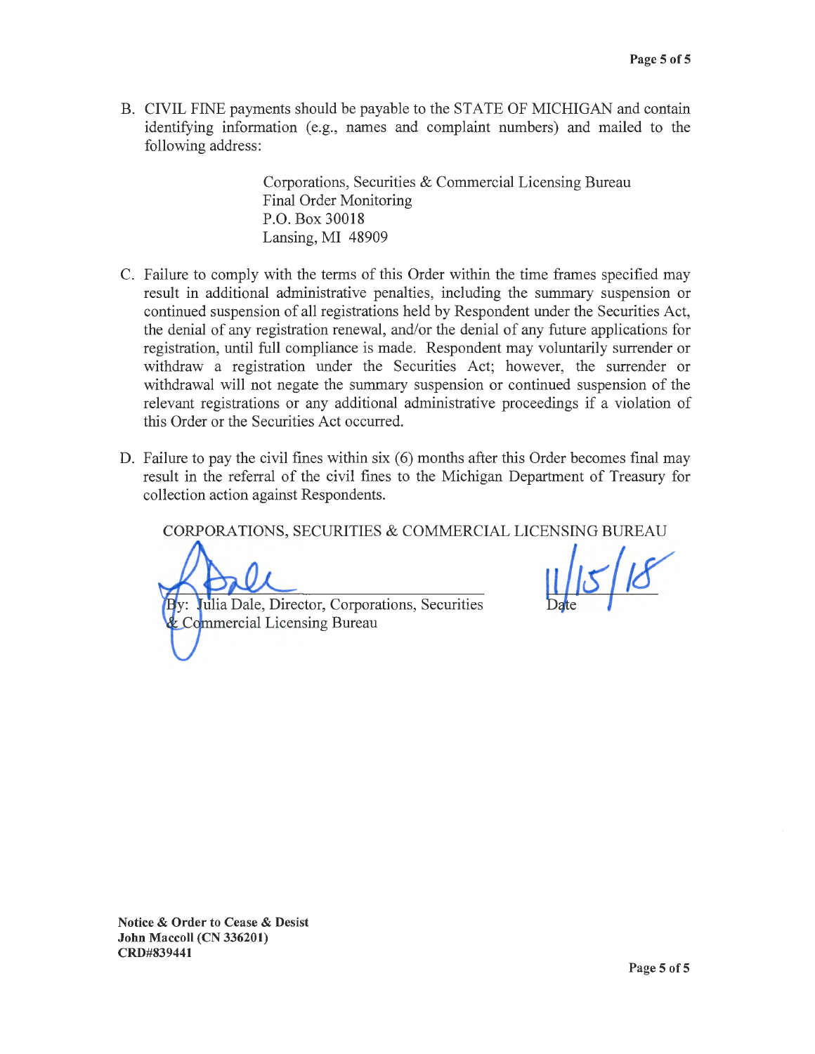B. CIVIL FINE payments should be payable to the STATE OF MICHIGAN and contain identifying information (e.g., names and complaint numbers) and mailed to the following address:

> Corporations, Securities & Commercial Licensing Bureau
> Final Order Monitoring
> P.O. Box 30018
> Lansing, MI 48909

C. Failure to comply with the terms of this Order within the time frames specified may result in additional administrative penalties, including the summary suspension or continued suspension of all registrations held by Respondent under the Securities Act, the denial of any registration renewal, and/or the denial of any future applications for registration, until full compliance is made. Respondent may voluntarily surrender or withdraw a registration under the Securities Act; however, the surrender or withdrawal will not negate the summary suspension or continued suspension of the relevant registrations or any additional administrative proceedings if a violation of this Order or the Securities Act occurred.

D. Failure to pay the civil fines within six (6) months after this Order becomes final may result in the referral of the civil fines to the Michigan Department of Treasury for collection action against Respondents.

CORPORATIONS, SECURITIES & COMMERCIAL LICENSING BUREAU

By: Julia Dale, Director, Corporations, Securities & Commercial Licensing Bureau

11/15/18
Date

**Notice & Order to Cease & Desist**
**John Maccoll (CN 336201)**
**CRD#839441**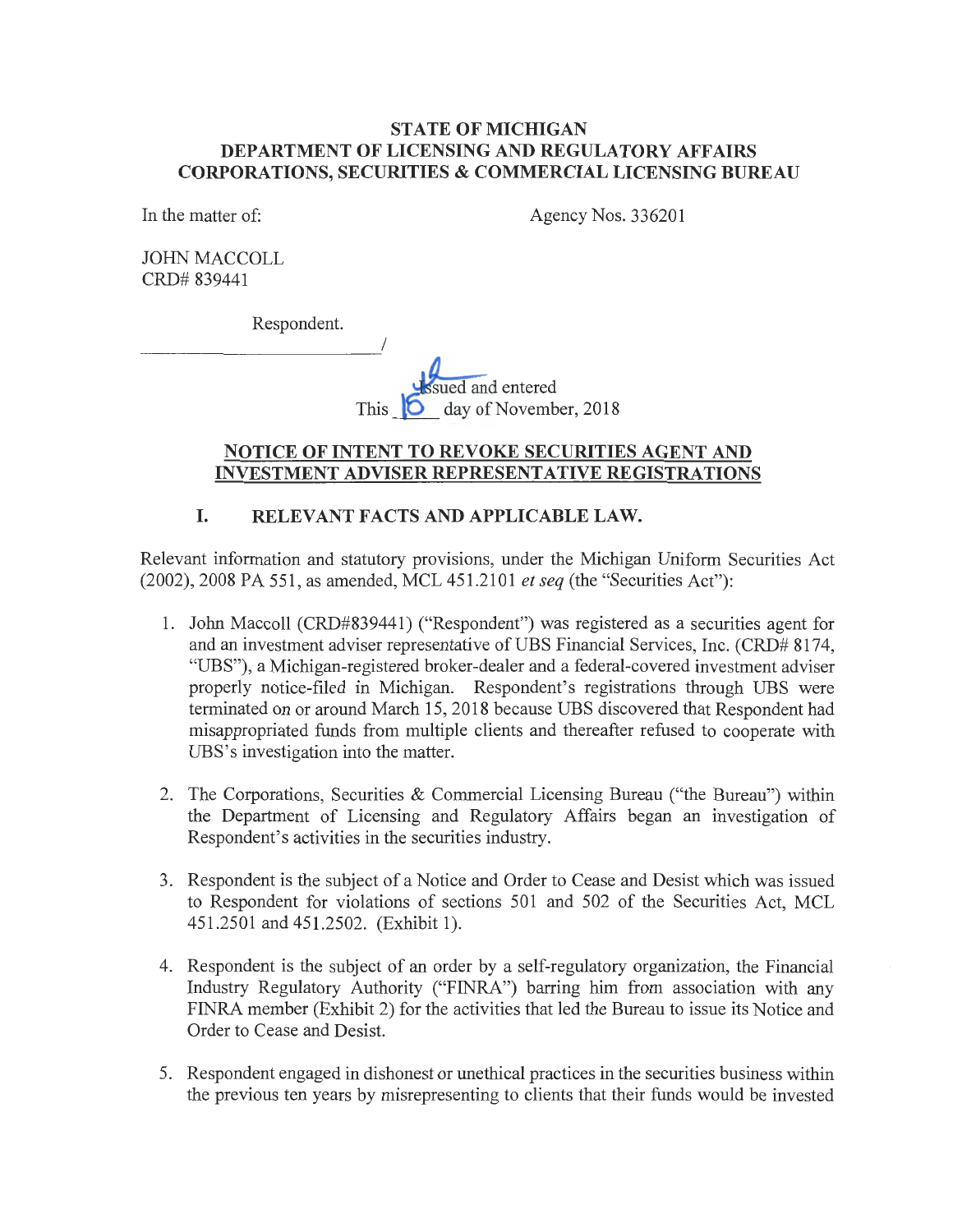**STATE OF MICHIGAN**
**DEPARTMENT OF LICENSING AND REGULATORY AFFAIRS**
**CORPORATIONS, SECURITIES & COMMERCIAL LICENSING BUREAU**

In the matter of: Agency Nos. 336201

JOHN MACCOLL
CRD# 839441

Respondent.
_______________________________/

Issued and entered
This 16 day of November, 2018

## NOTICE OF INTENT TO REVOKE SECURITIES AGENT AND INVESTMENT ADVISER REPRESENTATIVE REGISTRATIONS

### I. RELEVANT FACTS AND APPLICABLE LAW.

Relevant information and statutory provisions, under the Michigan Uniform Securities Act (2002), 2008 PA 551, as amended, MCL 451.2101 *et seq* (the "Securities Act"):

1. John Maccoll (CRD#839441) ("Respondent") was registered as a securities agent for and an investment adviser representative of UBS Financial Services, Inc. (CRD# 8174, "UBS"), a Michigan-registered broker-dealer and a federal-covered investment adviser properly notice-filed in Michigan. Respondent's registrations through UBS were terminated on or around March 15, 2018 because UBS discovered that Respondent had misappropriated funds from multiple clients and thereafter refused to cooperate with UBS's investigation into the matter.

2. The Corporations, Securities & Commercial Licensing Bureau ("the Bureau") within the Department of Licensing and Regulatory Affairs began an investigation of Respondent's activities in the securities industry.

3. Respondent is the subject of a Notice and Order to Cease and Desist which was issued to Respondent for violations of sections 501 and 502 of the Securities Act, MCL 451.2501 and 451.2502. (Exhibit 1).

4. Respondent is the subject of an order by a self-regulatory organization, the Financial Industry Regulatory Authority ("FINRA") barring him from association with any FINRA member (Exhibit 2) for the activities that led the Bureau to issue its Notice and Order to Cease and Desist.

5. Respondent engaged in dishonest or unethical practices in the securities business within the previous ten years by misrepresenting to clients that their funds would be invested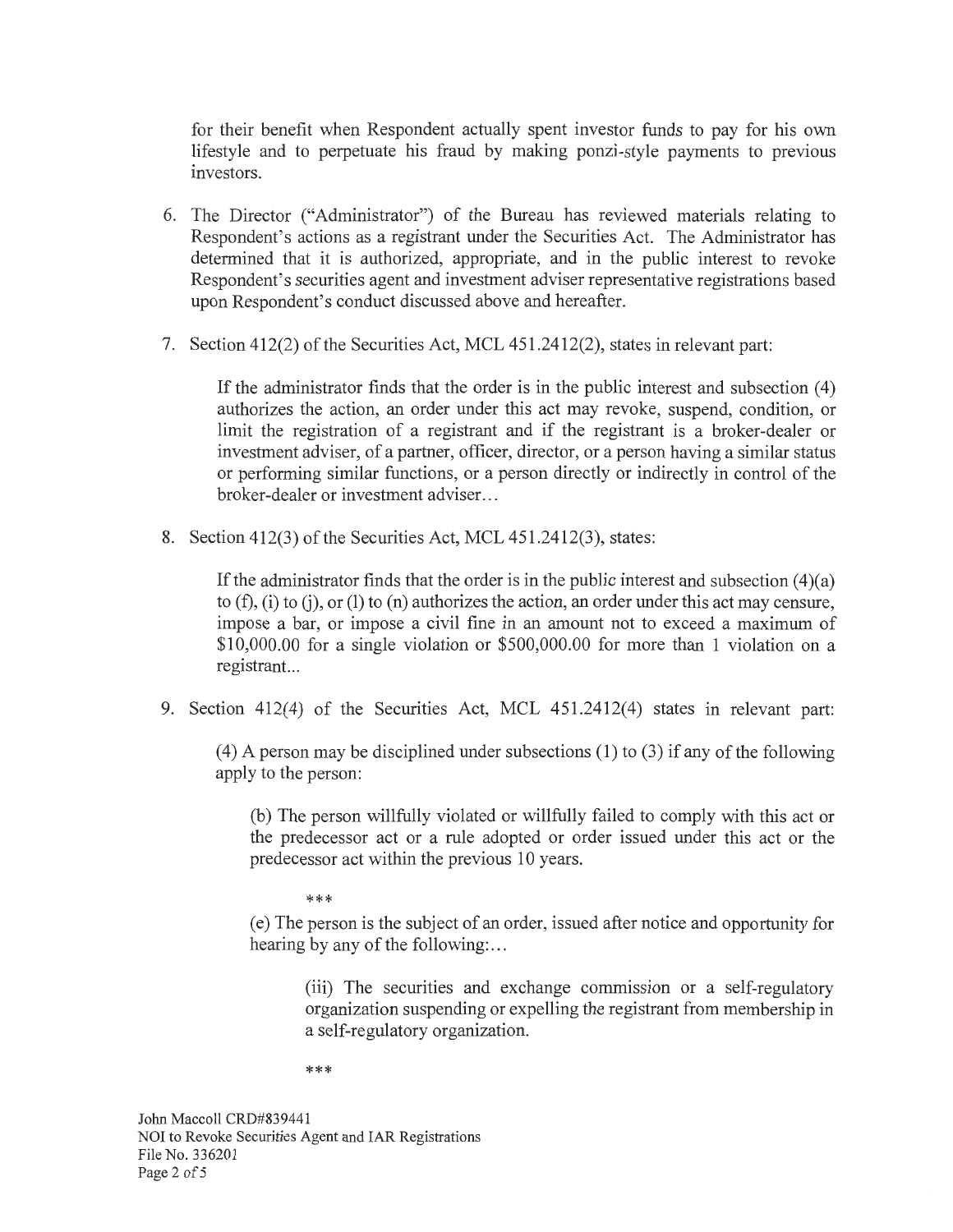for their benefit when Respondent actually spent investor funds to pay for his own lifestyle and to perpetuate his fraud by making ponzi-style payments to previous investors.

6. The Director ("Administrator") of the Bureau has reviewed materials relating to Respondent's actions as a registrant under the Securities Act. The Administrator has determined that it is authorized, appropriate, and in the public interest to revoke Respondent's securities agent and investment adviser representative registrations based upon Respondent's conduct discussed above and hereafter.

7. Section 412(2) of the Securities Act, MCL 451.2412(2), states in relevant part:

   > If the administrator finds that the order is in the public interest and subsection (4) authorizes the action, an order under this act may revoke, suspend, condition, or limit the registration of a registrant and if the registrant is a broker-dealer or investment adviser, of a partner, officer, director, or a person having a similar status or performing similar functions, or a person directly or indirectly in control of the broker-dealer or investment adviser...

8. Section 412(3) of the Securities Act, MCL 451.2412(3), states:

   > If the administrator finds that the order is in the public interest and subsection (4)(a) to (f), (i) to (j), or (l) to (n) authorizes the action, an order under this act may censure, impose a bar, or impose a civil fine in an amount not to exceed a maximum of $10,000.00 for a single violation or $500,000.00 for more than 1 violation on a registrant...

9. Section 412(4) of the Securities Act, MCL 451.2412(4) states in relevant part:

   > (4) A person may be disciplined under subsections (1) to (3) if any of the following apply to the person:
   >
   > (b) The person willfully violated or willfully failed to comply with this act or the predecessor act or a rule adopted or order issued under this act or the predecessor act within the previous 10 years.
   >
   > ***
   >
   > (e) The person is the subject of an order, issued after notice and opportunity for hearing by any of the following:...
   >
   > (iii) The securities and exchange commission or a self-regulatory organization suspending or expelling the registrant from membership in a self-regulatory organization.
   >
   > ***

John Maccoll CRD#839441
NOI to Revoke Securities Agent and IAR Registrations
File No. 336201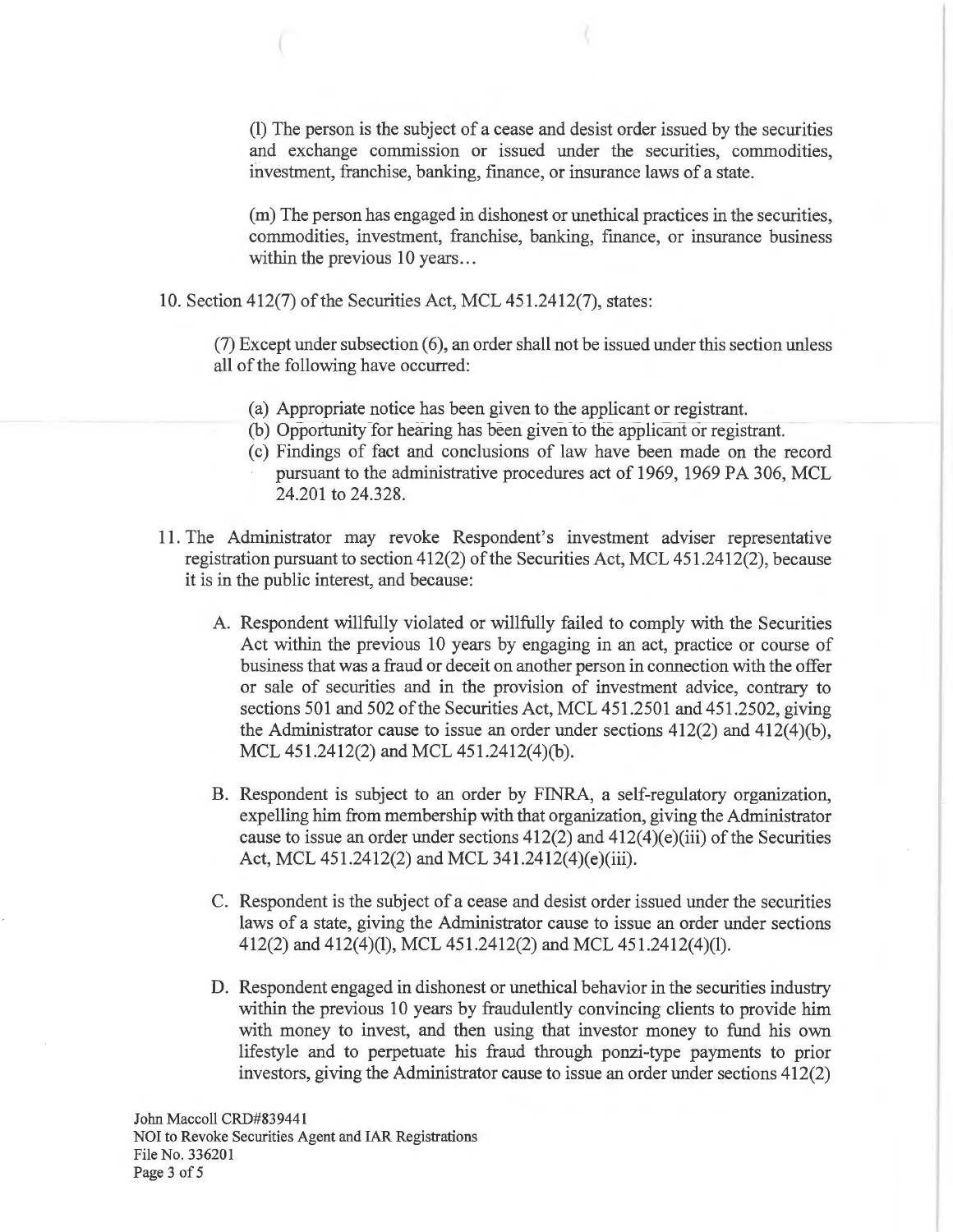(l) The person is the subject of a cease and desist order issued by the securities and exchange commission or issued under the securities, commodities, investment, franchise, banking, finance, or insurance laws of a state.

(m) The person has engaged in dishonest or unethical practices in the securities, commodities, investment, franchise, banking, finance, or insurance business within the previous 10 years…

10. Section 412(7) of the Securities Act, MCL 451.2412(7), states:

(7) Except under subsection (6), an order shall not be issued under this section unless all of the following have occurred:

(a) Appropriate notice has been given to the applicant or registrant.
(b) Opportunity for hearing has been given to the applicant or registrant.
(c) Findings of fact and conclusions of law have been made on the record pursuant to the administrative procedures act of 1969, 1969 PA 306, MCL 24.201 to 24.328.

11. The Administrator may revoke Respondent's investment adviser representative registration pursuant to section 412(2) of the Securities Act, MCL 451.2412(2), because it is in the public interest, and because:

A. Respondent willfully violated or willfully failed to comply with the Securities Act within the previous 10 years by engaging in an act, practice or course of business that was a fraud or deceit on another person in connection with the offer or sale of securities and in the provision of investment advice, contrary to sections 501 and 502 of the Securities Act, MCL 451.2501 and 451.2502, giving the Administrator cause to issue an order under sections 412(2) and 412(4)(b), MCL 451.2412(2) and MCL 451.2412(4)(b).

B. Respondent is subject to an order by FINRA, a self-regulatory organization, expelling him from membership with that organization, giving the Administrator cause to issue an order under sections 412(2) and 412(4)(e)(iii) of the Securities Act, MCL 451.2412(2) and MCL 341.2412(4)(e)(iii).

C. Respondent is the subject of a cease and desist order issued under the securities laws of a state, giving the Administrator cause to issue an order under sections 412(2) and 412(4)(l), MCL 451.2412(2) and MCL 451.2412(4)(l).

D. Respondent engaged in dishonest or unethical behavior in the securities industry within the previous 10 years by fraudulently convincing clients to provide him with money to invest, and then using that investor money to fund his own lifestyle and to perpetuate his fraud through ponzi-type payments to prior investors, giving the Administrator cause to issue an order under sections 412(2)

John Maccoll CRD#839441
NOI to Revoke Securities Agent and IAR Registrations
File No. 336201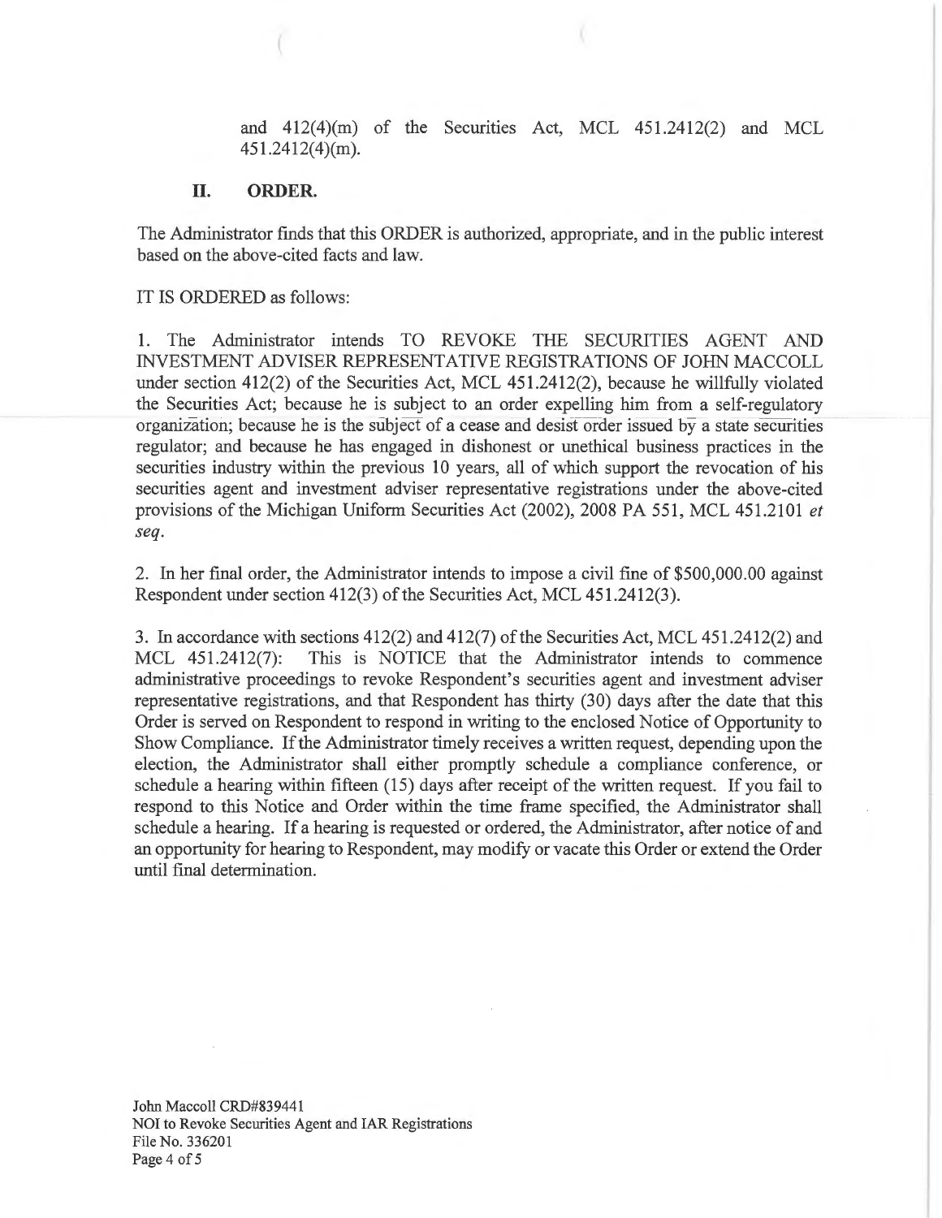and 412(4)(m) of the Securities Act, MCL 451.2412(2) and MCL 451.2412(4)(m).

## II. ORDER.

The Administrator finds that this ORDER is authorized, appropriate, and in the public interest based on the above-cited facts and law.

IT IS ORDERED as follows:

1. The Administrator intends TO REVOKE THE SECURITIES AGENT AND INVESTMENT ADVISER REPRESENTATIVE REGISTRATIONS OF JOHN MACCOLL under section 412(2) of the Securities Act, MCL 451.2412(2), because he willfully violated the Securities Act; because he is subject to an order expelling him from a self-regulatory organization; because he is the subject of a cease and desist order issued by a state securities regulator; and because he has engaged in dishonest or unethical business practices in the securities industry within the previous 10 years, all of which support the revocation of his securities agent and investment adviser representative registrations under the above-cited provisions of the Michigan Uniform Securities Act (2002), 2008 PA 551, MCL 451.2101 *et seq*.

2. In her final order, the Administrator intends to impose a civil fine of $500,000.00 against Respondent under section 412(3) of the Securities Act, MCL 451.2412(3).

3. In accordance with sections 412(2) and 412(7) of the Securities Act, MCL 451.2412(2) and MCL 451.2412(7): This is NOTICE that the Administrator intends to commence administrative proceedings to revoke Respondent's securities agent and investment adviser representative registrations, and that Respondent has thirty (30) days after the date that this Order is served on Respondent to respond in writing to the enclosed Notice of Opportunity to Show Compliance. If the Administrator timely receives a written request, depending upon the election, the Administrator shall either promptly schedule a compliance conference, or schedule a hearing within fifteen (15) days after receipt of the written request. If you fail to respond to this Notice and Order within the time frame specified, the Administrator shall schedule a hearing. If a hearing is requested or ordered, the Administrator, after notice of and an opportunity for hearing to Respondent, may modify or vacate this Order or extend the Order until final determination.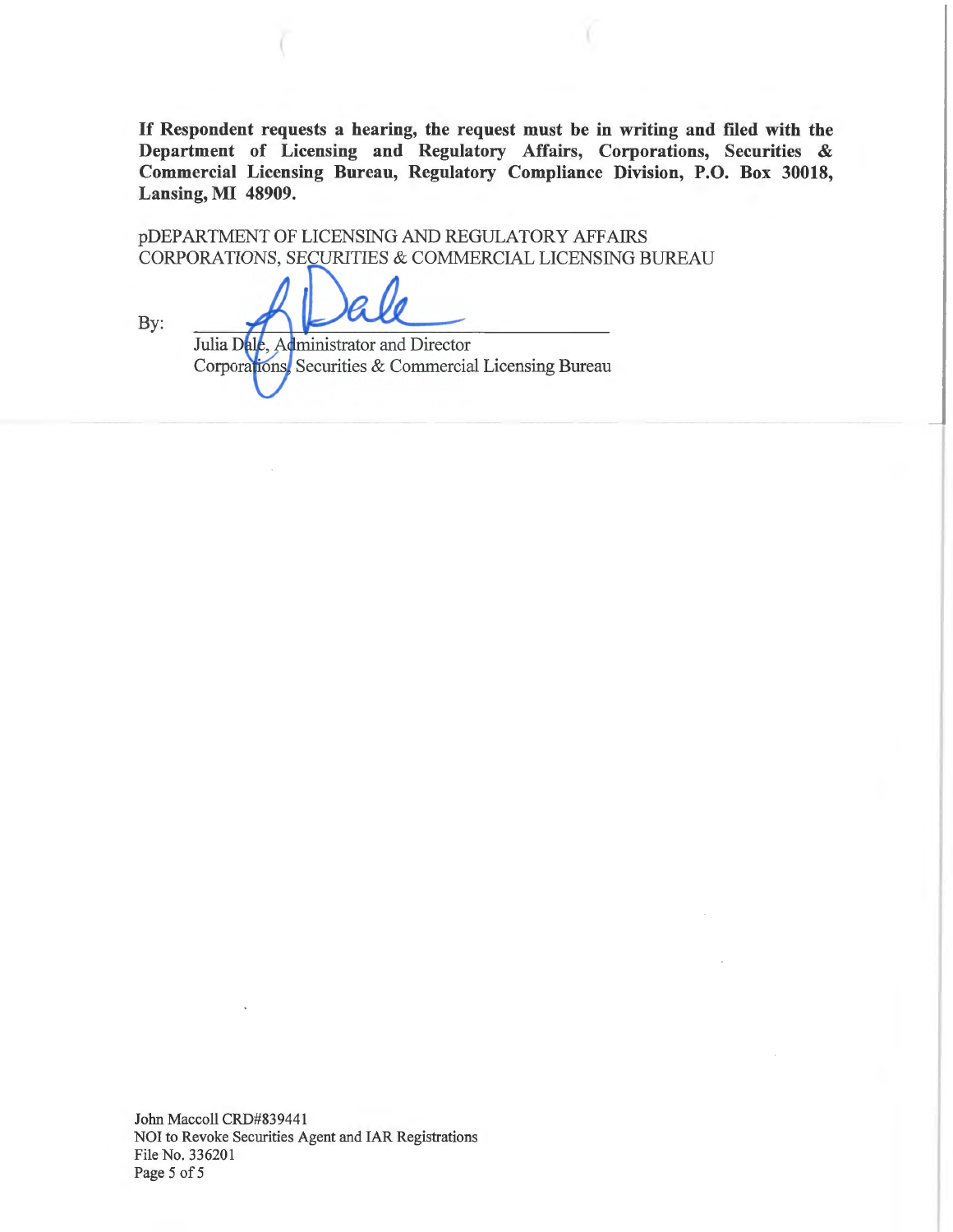**If Respondent requests a hearing, the request must be in writing and filed with the Department of Licensing and Regulatory Affairs, Corporations, Securities & Commercial Licensing Bureau, Regulatory Compliance Division, P.O. Box 30018, Lansing, MI 48909.**

pDEPARTMENT OF LICENSING AND REGULATORY AFFAIRS
CORPORATIONS, SECURITIES & COMMERCIAL LICENSING BUREAU

By: \_\_\_\_\_\_\_\_\_\_\_\_\_\_\_\_\_\_\_\_\_\_\_\_\_\_\_\_\_\_\_\_\_\_\_\_\_\_\_\_\_\_\_\_\_\_

Julia Dale, Administrator and Director
Corporations, Securities & Commercial Licensing Bureau

John Maccoll CRD#839441
NOI to Revoke Securities Agent and IAR Registrations
File No. 336201